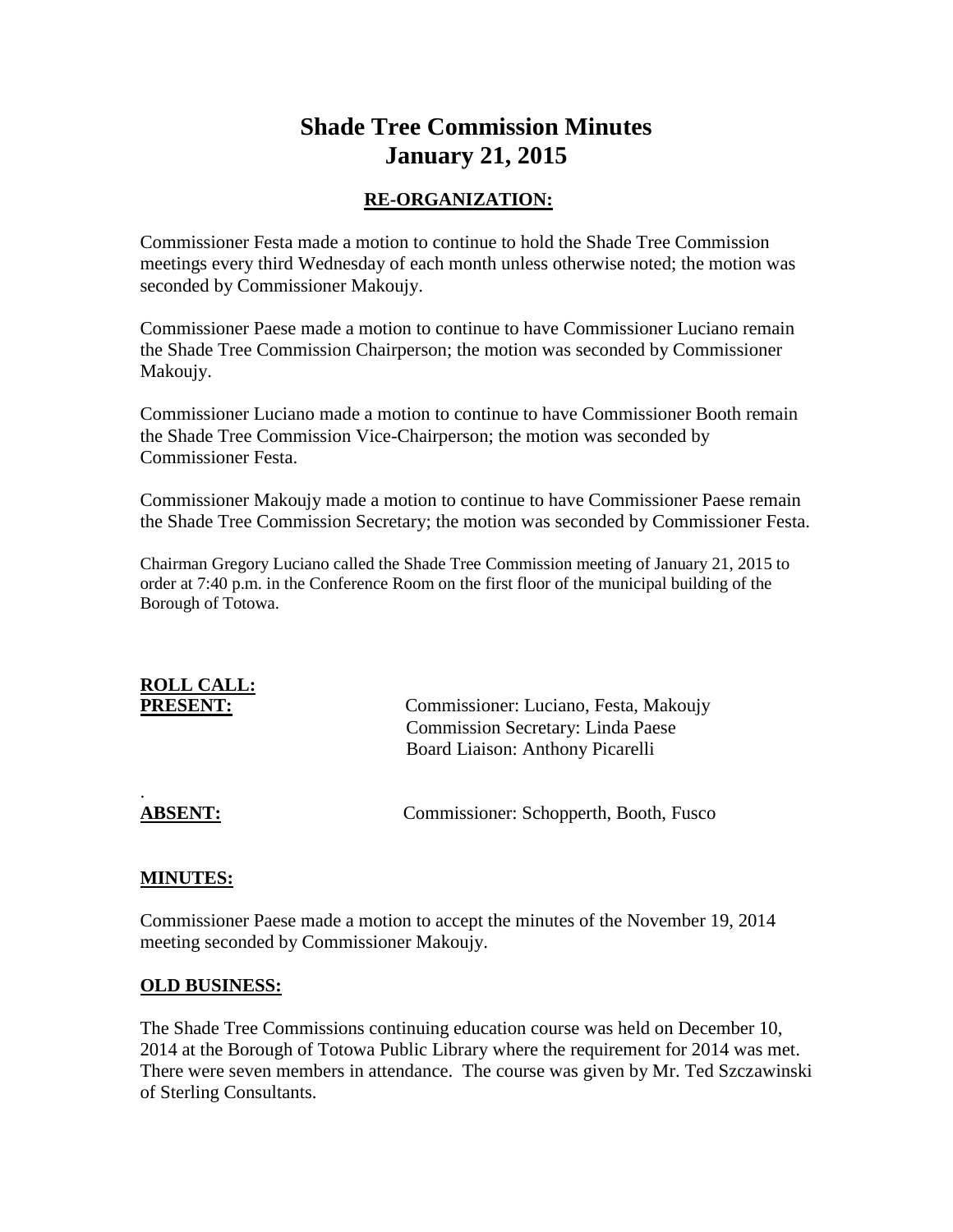# Shade Tree Commission Minutes
# January 21, 2015

## RE-ORGANIZATION:

Commissioner Festa made a motion to continue to hold the Shade Tree Commission meetings every third Wednesday of each month unless otherwise noted; the motion was seconded by Commissioner Makoujy.

Commissioner Paese made a motion to continue to have Commissioner Luciano remain the Shade Tree Commission Chairperson; the motion was seconded by Commissioner Makoujy.

Commissioner Luciano made a motion to continue to have Commissioner Booth remain the Shade Tree Commission Vice-Chairperson; the motion was seconded by Commissioner Festa.

Commissioner Makoujy made a motion to continue to have Commissioner Paese remain the Shade Tree Commission Secretary; the motion was seconded by Commissioner Festa.

Chairman Gregory Luciano called the Shade Tree Commission meeting of January 21, 2015 to order at 7:40 p.m. in the Conference Room on the first floor of the municipal building of the Borough of Totowa.

**ROLL CALL:**

**PRESENT:** Commissioner: Luciano, Festa, Makoujy
Commission Secretary: Linda Paese
Board Liaison: Anthony Picarelli

.

**ABSENT:** Commissioner: Schopperth, Booth, Fusco

**MINUTES:**

Commissioner Paese made a motion to accept the minutes of the November 19, 2014 meeting seconded by Commissioner Makoujy.

**OLD BUSINESS:**

The Shade Tree Commissions continuing education course was held on December 10, 2014 at the Borough of Totowa Public Library where the requirement for 2014 was met. There were seven members in attendance. The course was given by Mr. Ted Szczawinski of Sterling Consultants.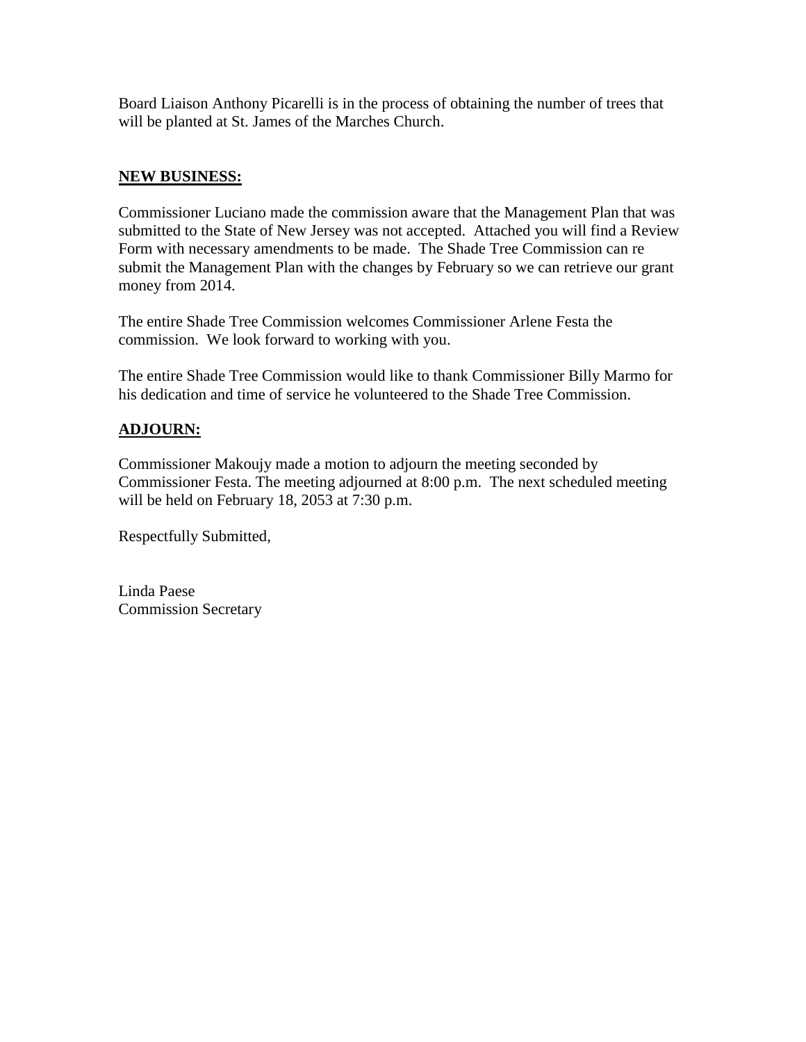Board Liaison Anthony Picarelli is in the process of obtaining the number of trees that will be planted at St. James of the Marches Church.

**NEW BUSINESS:**

Commissioner Luciano made the commission aware that the Management Plan that was submitted to the State of New Jersey was not accepted. Attached you will find a Review Form with necessary amendments to be made. The Shade Tree Commission can re submit the Management Plan with the changes by February so we can retrieve our grant money from 2014.

The entire Shade Tree Commission welcomes Commissioner Arlene Festa the commission. We look forward to working with you.

The entire Shade Tree Commission would like to thank Commissioner Billy Marmo for his dedication and time of service he volunteered to the Shade Tree Commission.

**ADJOURN:**

Commissioner Makoujy made a motion to adjourn the meeting seconded by Commissioner Festa. The meeting adjourned at 8:00 p.m. The next scheduled meeting will be held on February 18, 2053 at 7:30 p.m.

Respectfully Submitted,

Linda Paese
Commission Secretary